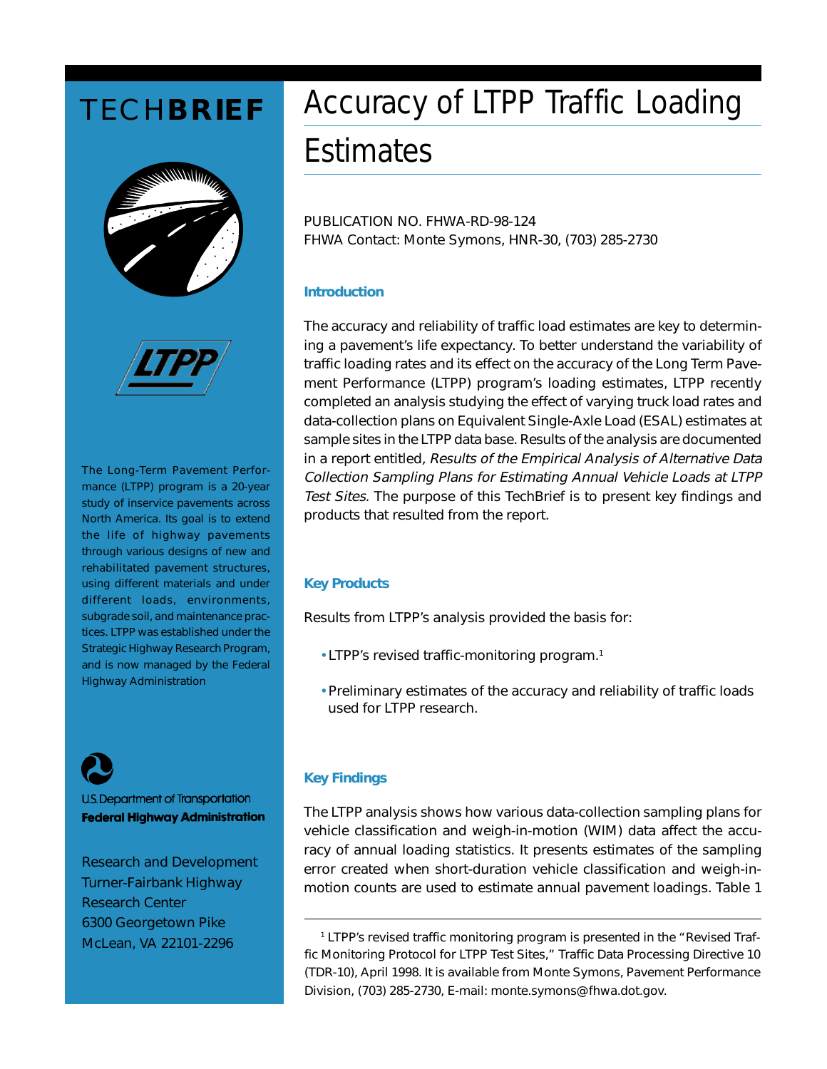TECH**BRIEF**

# Accuracy of LTPP Traffic Loading Estimates

PUBLICATION NO. FHWA-RD-98-124
FHWA Contact: Monte Symons, HNR-30, (703) 285-2730

The Long-Term Pavement Performance (LTPP) program is a 20-year study of inservice pavements across North America. Its goal is to extend the life of highway pavements through various designs of new and rehabilitated pavement structures, using different materials and under different loads, environments, subgrade soil, and maintenance practices. LTPP was established under the Strategic Highway Research Program, and is now managed by the Federal Highway Administration

U.S. Department of Transportation
**Federal Highway Administration**

Research and Development
Turner-Fairbank Highway Research Center
6300 Georgetown Pike
McLean, VA 22101-2296

## Introduction

The accuracy and reliability of traffic load estimates are key to determining a pavement's life expectancy. To better understand the variability of traffic loading rates and its effect on the accuracy of the Long Term Pavement Performance (LTPP) program's loading estimates, LTPP recently completed an analysis studying the effect of varying truck load rates and data-collection plans on Equivalent Single-Axle Load (ESAL) estimates at sample sites in the LTPP data base. Results of the analysis are documented in a report entitled, *Results of the Empirical Analysis of Alternative Data Collection Sampling Plans for Estimating Annual Vehicle Loads at LTPP Test Sites*. The purpose of this TechBrief is to present key findings and products that resulted from the report.

## Key Products

Results from LTPP's analysis provided the basis for:

- LTPP's revised traffic-monitoring program.[1]
- Preliminary estimates of the accuracy and reliability of traffic loads used for LTPP research.

## Key Findings

The LTPP analysis shows how various data-collection sampling plans for vehicle classification and weigh-in-motion (WIM) data affect the accuracy of annual loading statistics. It presents estimates of the sampling error created when short-duration vehicle classification and weigh-in-motion counts are used to estimate annual pavement loadings. Table 1

[1] LTPP's revised traffic monitoring program is presented in the "Revised Traffic Monitoring Protocol for LTPP Test Sites," Traffic Data Processing Directive 10 (TDR-10), April 1998. It is available from Monte Symons, Pavement Performance Division, (703) 285-2730, E-mail: monte.symons@fhwa.dot.gov.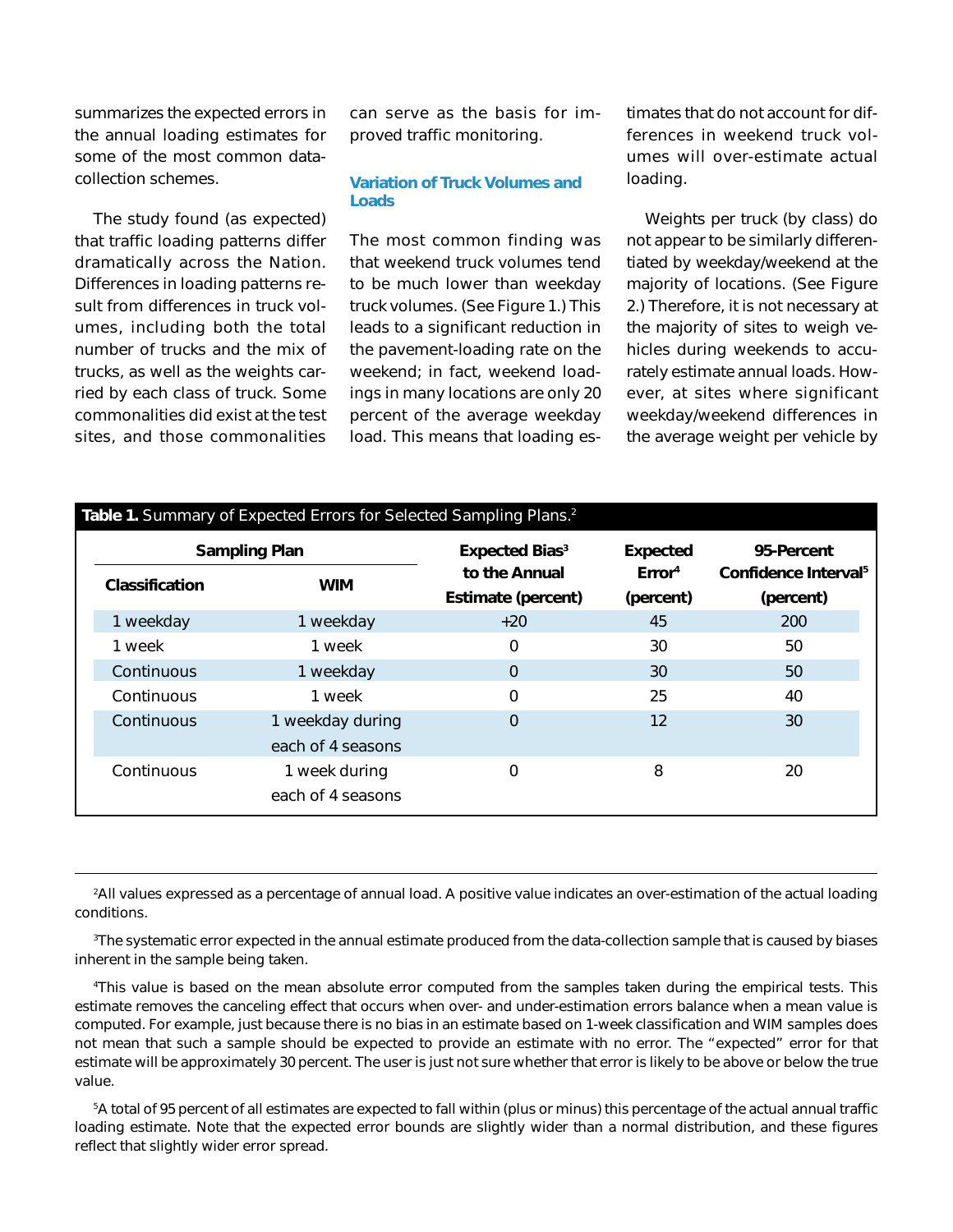summarizes the expected errors in the annual loading estimates for some of the most common data-collection schemes.

The study found (as expected) that traffic loading patterns differ dramatically across the Nation. Differences in loading patterns result from differences in truck volumes, including both the total number of trucks and the mix of trucks, as well as the weights carried by each class of truck. Some commonalities did exist at the test sites, and those commonalities can serve as the basis for improved traffic monitoring.

### Variation of Truck Volumes and Loads

The most common finding was that weekend truck volumes tend to be much lower than weekday truck volumes. (See Figure 1.) This leads to a significant reduction in the pavement-loading rate on the weekend; in fact, weekend loadings in many locations are only 20 percent of the average weekday load. This means that loading estimates that do not account for differences in weekend truck volumes will over-estimate actual loading.

Weights per truck (by class) do not appear to be similarly differentiated by weekday/weekend at the majority of locations. (See Figure 2.) Therefore, it is not necessary at the majority of sites to weigh vehicles during weekends to accurately estimate annual loads. However, at sites where significant weekday/weekend differences in the average weight per vehicle by

**Table 1.** Summary of Expected Errors for Selected Sampling Plans.[2]

| Sampling Plan | | Expected Bias[3] to the Annual Estimate (percent) | Expected Error[4] (percent) | 95-Percent Confidence Interval[5] (percent) |
|---|---|---|---|---|
| **Classification** | **WIM** | | | |
| 1 weekday | 1 weekday | +20 | 45 | 200 |
| 1 week | 1 week | 0 | 30 | 50 |
| Continuous | 1 weekday | 0 | 30 | 50 |
| Continuous | 1 week | 0 | 25 | 40 |
| Continuous | 1 weekday during each of 4 seasons | 0 | 12 | 30 |
| Continuous | 1 week during each of 4 seasons | 0 | 8 | 20 |

[2]All values expressed as a percentage of annual load. A positive value indicates an over-estimation of the actual loading conditions.

[3]The systematic error expected in the annual estimate produced from the data-collection sample that is caused by biases inherent in the sample being taken.

[4]This value is based on the mean absolute error computed from the samples taken during the empirical tests. This estimate removes the canceling effect that occurs when over- and under-estimation errors balance when a mean value is computed. For example, just because there is no bias in an estimate based on 1-week classification and WIM samples does not mean that such a sample should be expected to provide an estimate with no error. The "expected" error for that estimate will be approximately 30 percent. The user is just not sure whether that error is likely to be above or below the true value.

[5]A total of 95 percent of all estimates are expected to fall within (plus or minus) this percentage of the actual annual traffic loading estimate. Note that the expected error bounds are slightly wider than a normal distribution, and these figures reflect that slightly wider error spread.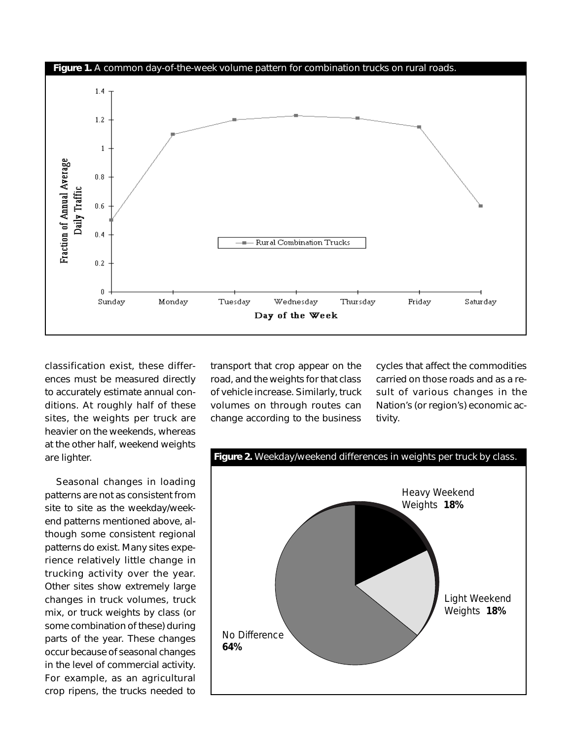**Figure 1.** A common day-of-the-week volume pattern for combination trucks on rural roads.

classification exist, these differences must be measured directly to accurately estimate annual conditions. At roughly half of these sites, the weights per truck are heavier on the weekends, whereas at the other half, weekend weights are lighter.

Seasonal changes in loading patterns are not as consistent from site to site as the weekday/weekend patterns mentioned above, although some consistent regional patterns do exist. Many sites experience relatively little change in trucking activity over the year. Other sites show extremely large changes in truck volumes, truck mix, or truck weights by class (or some combination of these) during parts of the year. These changes occur because of seasonal changes in the level of commercial activity. For example, as an agricultural crop ripens, the trucks needed to transport that crop appear on the road, and the weights for that class of vehicle increase. Similarly, truck volumes on through routes can change according to the business cycles that affect the commodities carried on those roads and as a result of various changes in the Nation's (or region's) economic activity.

**Figure 2.** Weekday/weekend differences in weights per truck by class.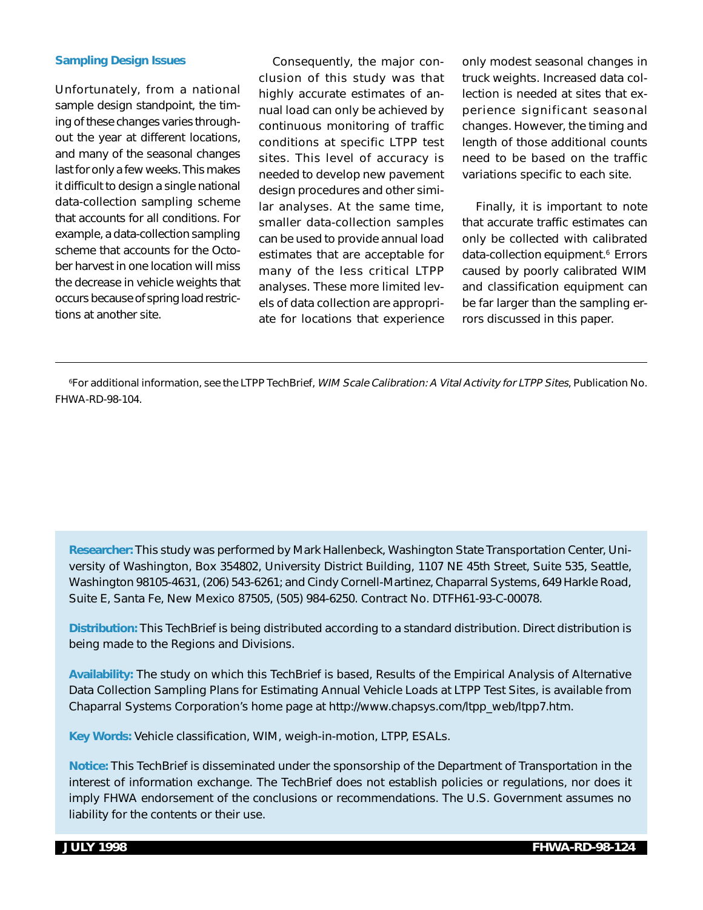### Sampling Design Issues

Unfortunately, from a national sample design standpoint, the timing of these changes varies throughout the year at different locations, and many of the seasonal changes last for only a few weeks. This makes it difficult to design a single national data-collection sampling scheme that accounts for all conditions. For example, a data-collection sampling scheme that accounts for the October harvest in one location will miss the decrease in vehicle weights that occurs because of spring load restrictions at another site.

Consequently, the major conclusion of this study was that highly accurate estimates of annual load can only be achieved by continuous monitoring of traffic conditions at specific LTPP test sites. This level of accuracy is needed to develop new pavement design procedures and other similar analyses. At the same time, smaller data-collection samples can be used to provide annual load estimates that are acceptable for many of the less critical LTPP analyses. These more limited levels of data collection are appropriate for locations that experience only modest seasonal changes in truck weights. Increased data collection is needed at sites that experience significant seasonal changes. However, the timing and length of those additional counts need to be based on the traffic variations specific to each site.

Finally, it is important to note that accurate traffic estimates can only be collected with calibrated data-collection equipment.[6] Errors caused by poorly calibrated WIM and classification equipment can be far larger than the sampling errors discussed in this paper.

---

[6]For additional information, see the LTPP TechBrief, *WIM Scale Calibration: A Vital Activity for LTPP Sites*, Publication No. FHWA-RD-98-104.

**Researcher:** This study was performed by Mark Hallenbeck, Washington State Transportation Center, University of Washington, Box 354802, University District Building, 1107 NE 45th Street, Suite 535, Seattle, Washington 98105-4631, (206) 543-6261; and Cindy Cornell-Martinez, Chaparral Systems, 649 Harkle Road, Suite E, Santa Fe, New Mexico 87505, (505) 984-6250. Contract No. DTFH61-93-C-00078.

**Distribution:** This TechBrief is being distributed according to a standard distribution. Direct distribution is being made to the Regions and Divisions.

**Availability:** The study on which this TechBrief is based, Results of the Empirical Analysis of Alternative Data Collection Sampling Plans for Estimating Annual Vehicle Loads at LTPP Test Sites, is available from Chaparral Systems Corporation's home page at http://www.chapsys.com/ltpp_web/ltpp7.htm.

**Key Words:** Vehicle classification, WIM, weigh-in-motion, LTPP, ESALs.

**Notice:** This TechBrief is disseminated under the sponsorship of the Department of Transportation in the interest of information exchange. The TechBrief does not establish policies or regulations, nor does it imply FHWA endorsement of the conclusions or recommendations. The U.S. Government assumes no liability for the contents or their use.

**JULY 1998** **FHWA-RD-98-124**